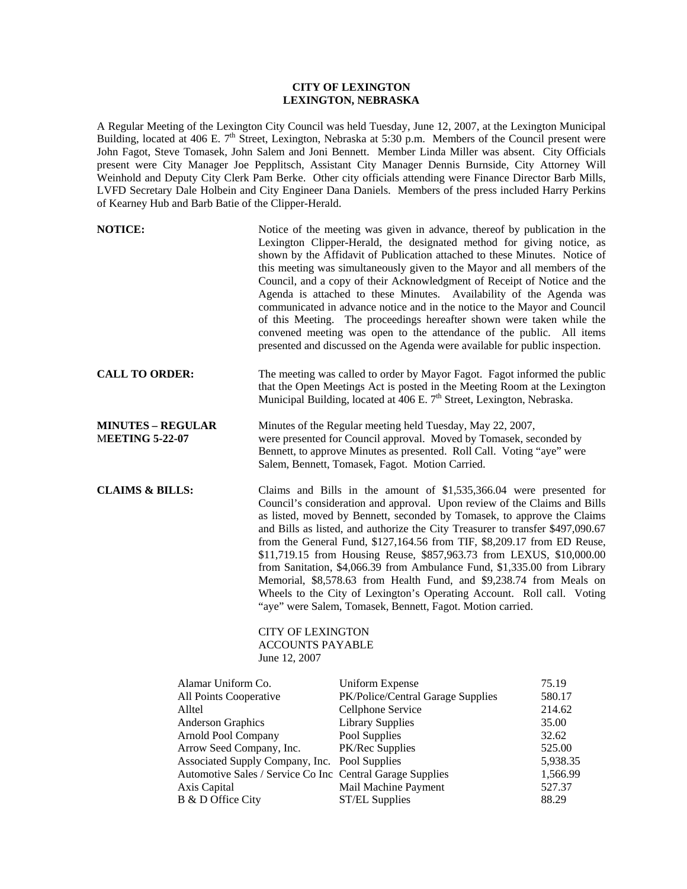**CITY OF LEXINGTON**
**LEXINGTON, NEBRASKA**

A Regular Meeting of the Lexington City Council was held Tuesday, June 12, 2007, at the Lexington Municipal Building, located at 406 E. 7th Street, Lexington, Nebraska at 5:30 p.m. Members of the Council present were John Fagot, Steve Tomasek, John Salem and Joni Bennett. Member Linda Miller was absent. City Officials present were City Manager Joe Pepplitsch, Assistant City Manager Dennis Burnside, City Attorney Will Weinhold and Deputy City Clerk Pam Berke. Other city officials attending were Finance Director Barb Mills, LVFD Secretary Dale Holbein and City Engineer Dana Daniels. Members of the press included Harry Perkins of Kearney Hub and Barb Batie of the Clipper-Herald.

**NOTICE:** Notice of the meeting was given in advance, thereof by publication in the Lexington Clipper-Herald, the designated method for giving notice, as shown by the Affidavit of Publication attached to these Minutes. Notice of this meeting was simultaneously given to the Mayor and all members of the Council, and a copy of their Acknowledgment of Receipt of Notice and the Agenda is attached to these Minutes. Availability of the Agenda was communicated in advance notice and in the notice to the Mayor and Council of this Meeting. The proceedings hereafter shown were taken while the convened meeting was open to the attendance of the public. All items presented and discussed on the Agenda were available for public inspection.

**CALL TO ORDER:** The meeting was called to order by Mayor Fagot. Fagot informed the public that the Open Meetings Act is posted in the Meeting Room at the Lexington Municipal Building, located at 406 E. 7th Street, Lexington, Nebraska.

**MINUTES – REGULAR MEETING 5-22-07** Minutes of the Regular meeting held Tuesday, May 22, 2007, were presented for Council approval. Moved by Tomasek, seconded by Bennett, to approve Minutes as presented. Roll Call. Voting "aye" were Salem, Bennett, Tomasek, Fagot. Motion Carried.

**CLAIMS & BILLS:** Claims and Bills in the amount of $1,535,366.04 were presented for Council's consideration and approval. Upon review of the Claims and Bills as listed, moved by Bennett, seconded by Tomasek, to approve the Claims and Bills as listed, and authorize the City Treasurer to transfer $497,090.67 from the General Fund, $127,164.56 from TIF, $8,209.17 from ED Reuse, $11,719.15 from Housing Reuse, $857,963.73 from LEXUS, $10,000.00 from Sanitation, $4,066.39 from Ambulance Fund, $1,335.00 from Library Memorial, $8,578.63 from Health Fund, and $9,238.74 from Meals on Wheels to the City of Lexington's Operating Account. Roll call. Voting "aye" were Salem, Tomasek, Bennett, Fagot. Motion carried.

CITY OF LEXINGTON
ACCOUNTS PAYABLE
June 12, 2007

| | | |
|---|---|---|
| Alamar Uniform Co. | Uniform Expense | 75.19 |
| All Points Cooperative | PK/Police/Central Garage Supplies | 580.17 |
| Alltel | Cellphone Service | 214.62 |
| Anderson Graphics | Library Supplies | 35.00 |
| Arnold Pool Company | Pool Supplies | 32.62 |
| Arrow Seed Company, Inc. | PK/Rec Supplies | 525.00 |
| Associated Supply Company, Inc. | Pool Supplies | 5,938.35 |
| Automotive Sales / Service Co Inc | Central Garage Supplies | 1,566.99 |
| Axis Capital | Mail Machine Payment | 527.37 |
| B & D Office City | ST/EL Supplies | 88.29 |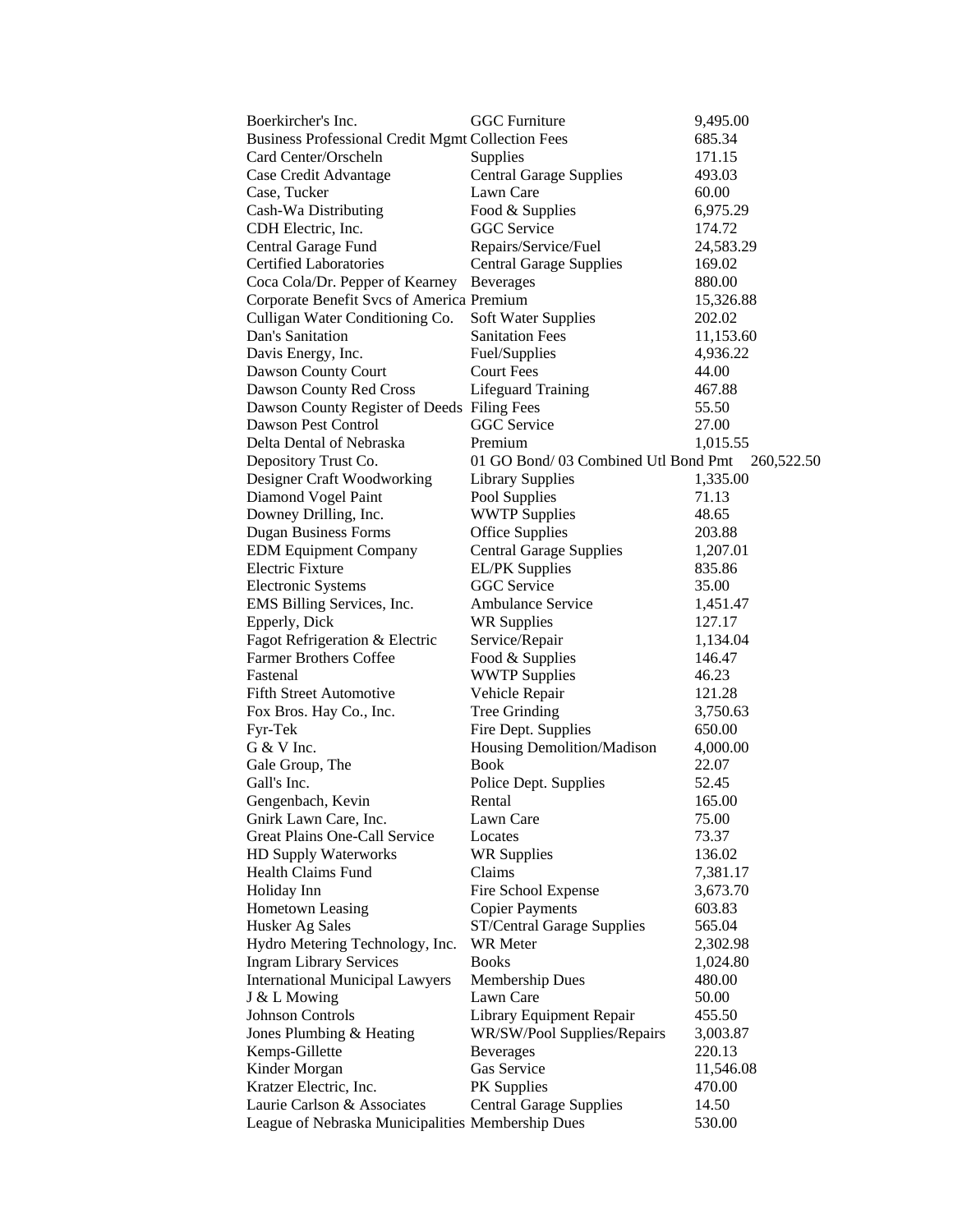| | | |
|---|---|---|
| Boerkircher's Inc. | GGC Furniture | 9,495.00 |
| Business Professional Credit Mgmt | Collection Fees | 685.34 |
| Card Center/Orscheln | Supplies | 171.15 |
| Case Credit Advantage | Central Garage Supplies | 493.03 |
| Case, Tucker | Lawn Care | 60.00 |
| Cash-Wa Distributing | Food & Supplies | 6,975.29 |
| CDH Electric, Inc. | GGC Service | 174.72 |
| Central Garage Fund | Repairs/Service/Fuel | 24,583.29 |
| Certified Laboratories | Central Garage Supplies | 169.02 |
| Coca Cola/Dr. Pepper of Kearney | Beverages | 880.00 |
| Corporate Benefit Svcs of America | Premium | 15,326.88 |
| Culligan Water Conditioning Co. | Soft Water Supplies | 202.02 |
| Dan's Sanitation | Sanitation Fees | 11,153.60 |
| Davis Energy, Inc. | Fuel/Supplies | 4,936.22 |
| Dawson County Court | Court Fees | 44.00 |
| Dawson County Red Cross | Lifeguard Training | 467.88 |
| Dawson County Register of Deeds | Filing Fees | 55.50 |
| Dawson Pest Control | GGC Service | 27.00 |
| Delta Dental of Nebraska | Premium | 1,015.55 |
| Depository Trust Co. | 01 GO Bond/ 03 Combined Utl Bond Pmt | 260,522.50 |
| Designer Craft Woodworking | Library Supplies | 1,335.00 |
| Diamond Vogel Paint | Pool Supplies | 71.13 |
| Downey Drilling, Inc. | WWTP Supplies | 48.65 |
| Dugan Business Forms | Office Supplies | 203.88 |
| EDM Equipment Company | Central Garage Supplies | 1,207.01 |
| Electric Fixture | EL/PK Supplies | 835.86 |
| Electronic Systems | GGC Service | 35.00 |
| EMS Billing Services, Inc. | Ambulance Service | 1,451.47 |
| Epperly, Dick | WR Supplies | 127.17 |
| Fagot Refrigeration & Electric | Service/Repair | 1,134.04 |
| Farmer Brothers Coffee | Food & Supplies | 146.47 |
| Fastenal | WWTP Supplies | 46.23 |
| Fifth Street Automotive | Vehicle Repair | 121.28 |
| Fox Bros. Hay Co., Inc. | Tree Grinding | 3,750.63 |
| Fyr-Tek | Fire Dept. Supplies | 650.00 |
| G & V Inc. | Housing Demolition/Madison | 4,000.00 |
| Gale Group, The | Book | 22.07 |
| Gall's Inc. | Police Dept. Supplies | 52.45 |
| Gengenbach, Kevin | Rental | 165.00 |
| Gnirk Lawn Care, Inc. | Lawn Care | 75.00 |
| Great Plains One-Call Service | Locates | 73.37 |
| HD Supply Waterworks | WR Supplies | 136.02 |
| Health Claims Fund | Claims | 7,381.17 |
| Holiday Inn | Fire School Expense | 3,673.70 |
| Hometown Leasing | Copier Payments | 603.83 |
| Husker Ag Sales | ST/Central Garage Supplies | 565.04 |
| Hydro Metering Technology, Inc. | WR Meter | 2,302.98 |
| Ingram Library Services | Books | 1,024.80 |
| International Municipal Lawyers | Membership Dues | 480.00 |
| J & L Mowing | Lawn Care | 50.00 |
| Johnson Controls | Library Equipment Repair | 455.50 |
| Jones Plumbing & Heating | WR/SW/Pool Supplies/Repairs | 3,003.87 |
| Kemps-Gillette | Beverages | 220.13 |
| Kinder Morgan | Gas Service | 11,546.08 |
| Kratzer Electric, Inc. | PK Supplies | 470.00 |
| Laurie Carlson & Associates | Central Garage Supplies | 14.50 |
| League of Nebraska Municipalities | Membership Dues | 530.00 |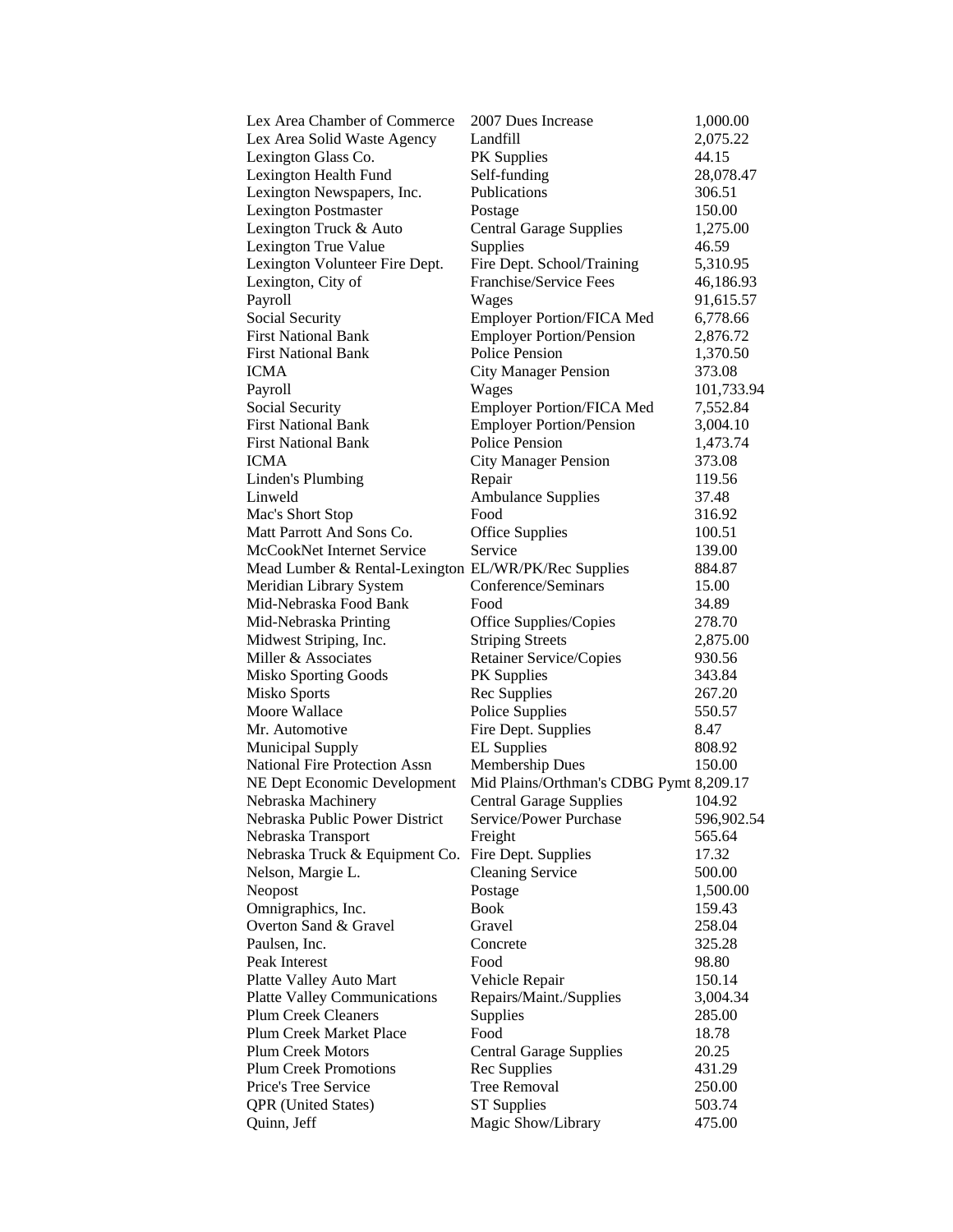| | | |
|---|---|---|
| Lex Area Chamber of Commerce | 2007 Dues Increase | 1,000.00 |
| Lex Area Solid Waste Agency | Landfill | 2,075.22 |
| Lexington Glass Co. | PK Supplies | 44.15 |
| Lexington Health Fund | Self-funding | 28,078.47 |
| Lexington Newspapers, Inc. | Publications | 306.51 |
| Lexington Postmaster | Postage | 150.00 |
| Lexington Truck & Auto | Central Garage Supplies | 1,275.00 |
| Lexington True Value | Supplies | 46.59 |
| Lexington Volunteer Fire Dept. | Fire Dept. School/Training | 5,310.95 |
| Lexington, City of | Franchise/Service Fees | 46,186.93 |
| Payroll | Wages | 91,615.57 |
| Social Security | Employer Portion/FICA Med | 6,778.66 |
| First National Bank | Employer Portion/Pension | 2,876.72 |
| First National Bank | Police Pension | 1,370.50 |
| ICMA | City Manager Pension | 373.08 |
| Payroll | Wages | 101,733.94 |
| Social Security | Employer Portion/FICA Med | 7,552.84 |
| First National Bank | Employer Portion/Pension | 3,004.10 |
| First National Bank | Police Pension | 1,473.74 |
| ICMA | City Manager Pension | 373.08 |
| Linden's Plumbing | Repair | 119.56 |
| Linweld | Ambulance Supplies | 37.48 |
| Mac's Short Stop | Food | 316.92 |
| Matt Parrott And Sons Co. | Office Supplies | 100.51 |
| McCookNet Internet Service | Service | 139.00 |
| Mead Lumber & Rental-Lexington | EL/WR/PK/Rec Supplies | 884.87 |
| Meridian Library System | Conference/Seminars | 15.00 |
| Mid-Nebraska Food Bank | Food | 34.89 |
| Mid-Nebraska Printing | Office Supplies/Copies | 278.70 |
| Midwest Striping, Inc. | Striping Streets | 2,875.00 |
| Miller & Associates | Retainer Service/Copies | 930.56 |
| Misko Sporting Goods | PK Supplies | 343.84 |
| Misko Sports | Rec Supplies | 267.20 |
| Moore Wallace | Police Supplies | 550.57 |
| Mr. Automotive | Fire Dept. Supplies | 8.47 |
| Municipal Supply | EL Supplies | 808.92 |
| National Fire Protection Assn | Membership Dues | 150.00 |
| NE Dept Economic Development | Mid Plains/Orthman's CDBG Pymt | 8,209.17 |
| Nebraska Machinery | Central Garage Supplies | 104.92 |
| Nebraska Public Power District | Service/Power Purchase | 596,902.54 |
| Nebraska Transport | Freight | 565.64 |
| Nebraska Truck & Equipment Co. | Fire Dept. Supplies | 17.32 |
| Nelson, Margie L. | Cleaning Service | 500.00 |
| Neopost | Postage | 1,500.00 |
| Omnigraphics, Inc. | Book | 159.43 |
| Overton Sand & Gravel | Gravel | 258.04 |
| Paulsen, Inc. | Concrete | 325.28 |
| Peak Interest | Food | 98.80 |
| Platte Valley Auto Mart | Vehicle Repair | 150.14 |
| Platte Valley Communications | Repairs/Maint./Supplies | 3,004.34 |
| Plum Creek Cleaners | Supplies | 285.00 |
| Plum Creek Market Place | Food | 18.78 |
| Plum Creek Motors | Central Garage Supplies | 20.25 |
| Plum Creek Promotions | Rec Supplies | 431.29 |
| Price's Tree Service | Tree Removal | 250.00 |
| QPR (United States) | ST Supplies | 503.74 |
| Quinn, Jeff | Magic Show/Library | 475.00 |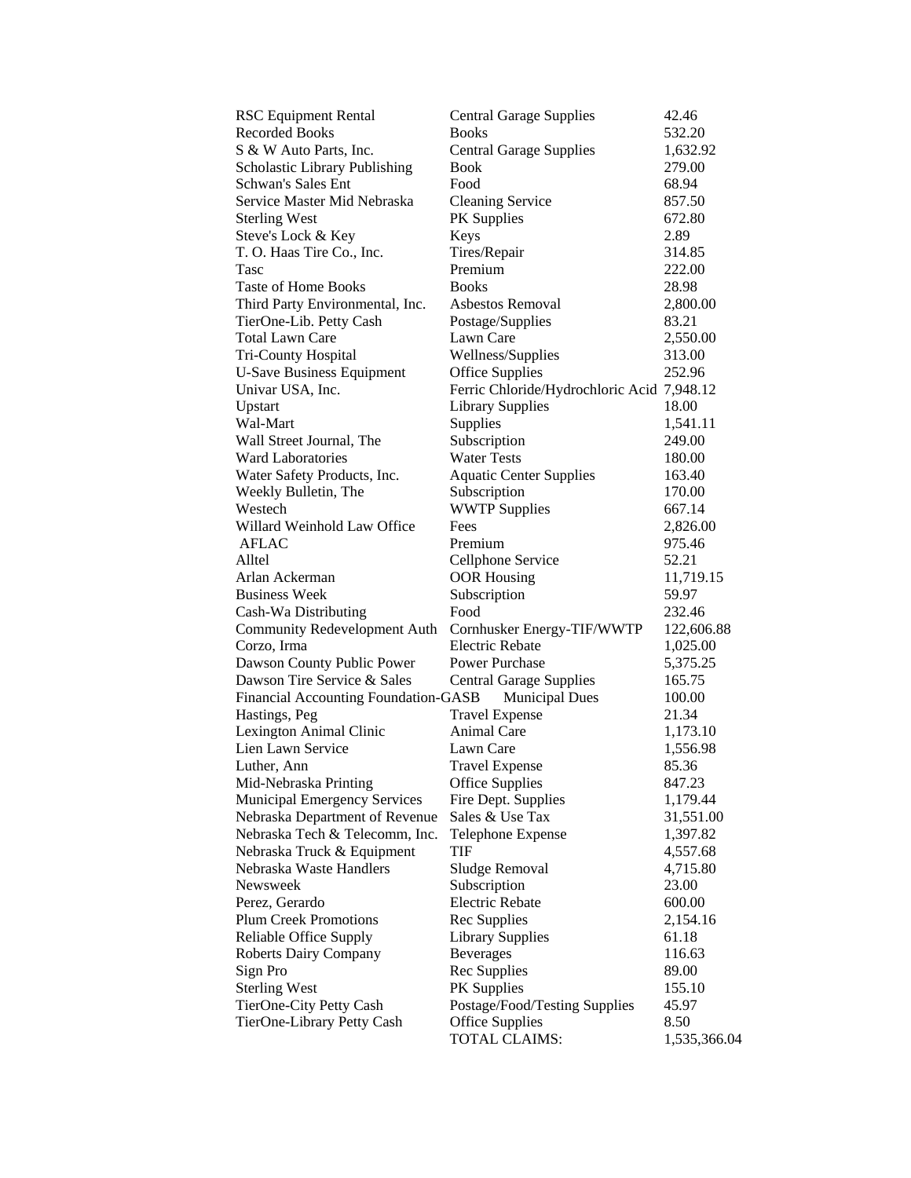| | | |
|---|---|---|
| RSC Equipment Rental | Central Garage Supplies | 42.46 |
| Recorded Books | Books | 532.20 |
| S & W Auto Parts, Inc. | Central Garage Supplies | 1,632.92 |
| Scholastic Library Publishing | Book | 279.00 |
| Schwan's Sales Ent | Food | 68.94 |
| Service Master Mid Nebraska | Cleaning Service | 857.50 |
| Sterling West | PK Supplies | 672.80 |
| Steve's Lock & Key | Keys | 2.89 |
| T. O. Haas Tire Co., Inc. | Tires/Repair | 314.85 |
| Tasc | Premium | 222.00 |
| Taste of Home Books | Books | 28.98 |
| Third Party Environmental, Inc. | Asbestos Removal | 2,800.00 |
| TierOne-Lib. Petty Cash | Postage/Supplies | 83.21 |
| Total Lawn Care | Lawn Care | 2,550.00 |
| Tri-County Hospital | Wellness/Supplies | 313.00 |
| U-Save Business Equipment | Office Supplies | 252.96 |
| Univar USA, Inc. | Ferric Chloride/Hydrochloric Acid | 7,948.12 |
| Upstart | Library Supplies | 18.00 |
| Wal-Mart | Supplies | 1,541.11 |
| Wall Street Journal, The | Subscription | 249.00 |
| Ward Laboratories | Water Tests | 180.00 |
| Water Safety Products, Inc. | Aquatic Center Supplies | 163.40 |
| Weekly Bulletin, The | Subscription | 170.00 |
| Westech | WWTP Supplies | 667.14 |
| Willard Weinhold Law Office | Fees | 2,826.00 |
| AFLAC | Premium | 975.46 |
| Alltel | Cellphone Service | 52.21 |
| Arlan Ackerman | OOR Housing | 11,719.15 |
| Business Week | Subscription | 59.97 |
| Cash-Wa Distributing | Food | 232.46 |
| Community Redevelopment Auth | Cornhusker Energy-TIF/WWTP | 122,606.88 |
| Corzo, Irma | Electric Rebate | 1,025.00 |
| Dawson County Public Power | Power Purchase | 5,375.25 |
| Dawson Tire Service & Sales | Central Garage Supplies | 165.75 |
| Financial Accounting Foundation-GASB | Municipal Dues | 100.00 |
| Hastings, Peg | Travel Expense | 21.34 |
| Lexington Animal Clinic | Animal Care | 1,173.10 |
| Lien Lawn Service | Lawn Care | 1,556.98 |
| Luther, Ann | Travel Expense | 85.36 |
| Mid-Nebraska Printing | Office Supplies | 847.23 |
| Municipal Emergency Services | Fire Dept. Supplies | 1,179.44 |
| Nebraska Department of Revenue | Sales & Use Tax | 31,551.00 |
| Nebraska Tech & Telecomm, Inc. | Telephone Expense | 1,397.82 |
| Nebraska Truck & Equipment | TIF | 4,557.68 |
| Nebraska Waste Handlers | Sludge Removal | 4,715.80 |
| Newsweek | Subscription | 23.00 |
| Perez, Gerardo | Electric Rebate | 600.00 |
| Plum Creek Promotions | Rec Supplies | 2,154.16 |
| Reliable Office Supply | Library Supplies | 61.18 |
| Roberts Dairy Company | Beverages | 116.63 |
| Sign Pro | Rec Supplies | 89.00 |
| Sterling West | PK Supplies | 155.10 |
| TierOne-City Petty Cash | Postage/Food/Testing Supplies | 45.97 |
| TierOne-Library Petty Cash | Office Supplies | 8.50 |
| | TOTAL CLAIMS: | 1,535,366.04 |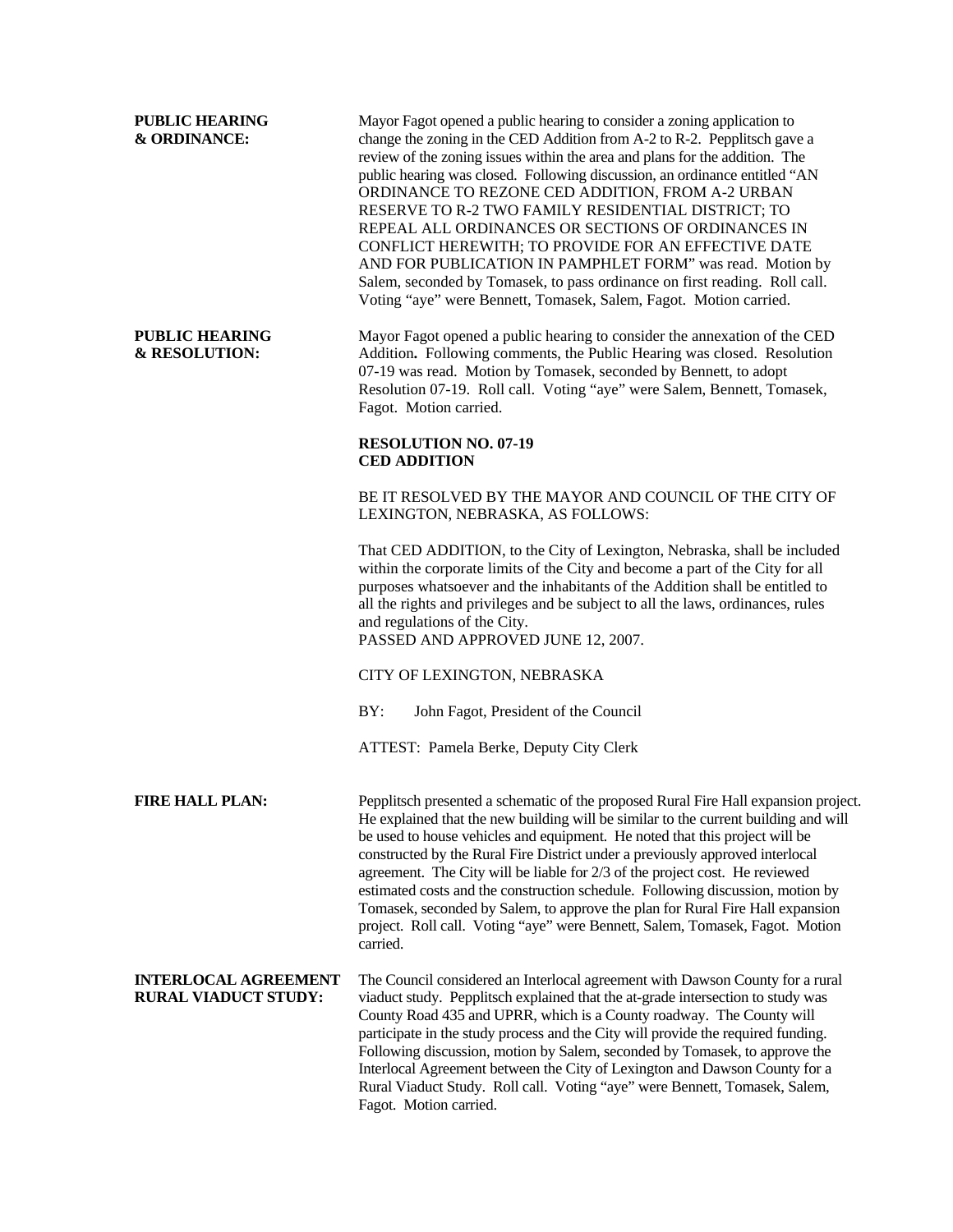**PUBLIC HEARING & ORDINANCE:** Mayor Fagot opened a public hearing to consider a zoning application to change the zoning in the CED Addition from A-2 to R-2. Pepplitsch gave a review of the zoning issues within the area and plans for the addition. The public hearing was closed. Following discussion, an ordinance entitled "AN ORDINANCE TO REZONE CED ADDITION, FROM A-2 URBAN RESERVE TO R-2 TWO FAMILY RESIDENTIAL DISTRICT; TO REPEAL ALL ORDINANCES OR SECTIONS OF ORDINANCES IN CONFLICT HEREWITH; TO PROVIDE FOR AN EFFECTIVE DATE AND FOR PUBLICATION IN PAMPHLET FORM" was read. Motion by Salem, seconded by Tomasek, to pass ordinance on first reading. Roll call. Voting "aye" were Bennett, Tomasek, Salem, Fagot. Motion carried.

**PUBLIC HEARING & RESOLUTION:** Mayor Fagot opened a public hearing to consider the annexation of the CED Addition**.** Following comments, the Public Hearing was closed. Resolution 07-19 was read. Motion by Tomasek, seconded by Bennett, to adopt Resolution 07-19. Roll call. Voting "aye" were Salem, Bennett, Tomasek, Fagot. Motion carried.

**RESOLUTION NO. 07-19**
**CED ADDITION**

BE IT RESOLVED BY THE MAYOR AND COUNCIL OF THE CITY OF LEXINGTON, NEBRASKA, AS FOLLOWS:

That CED ADDITION, to the City of Lexington, Nebraska, shall be included within the corporate limits of the City and become a part of the City for all purposes whatsoever and the inhabitants of the Addition shall be entitled to all the rights and privileges and be subject to all the laws, ordinances, rules and regulations of the City.
PASSED AND APPROVED JUNE 12, 2007.

CITY OF LEXINGTON, NEBRASKA

BY: John Fagot, President of the Council

ATTEST: Pamela Berke, Deputy City Clerk

**FIRE HALL PLAN:** Pepplitsch presented a schematic of the proposed Rural Fire Hall expansion project. He explained that the new building will be similar to the current building and will be used to house vehicles and equipment. He noted that this project will be constructed by the Rural Fire District under a previously approved interlocal agreement. The City will be liable for 2/3 of the project cost. He reviewed estimated costs and the construction schedule. Following discussion, motion by Tomasek, seconded by Salem, to approve the plan for Rural Fire Hall expansion project. Roll call. Voting "aye" were Bennett, Salem, Tomasek, Fagot. Motion carried.

**INTERLOCAL AGREEMENT RURAL VIADUCT STUDY:** The Council considered an Interlocal agreement with Dawson County for a rural viaduct study. Pepplitsch explained that the at-grade intersection to study was County Road 435 and UPRR, which is a County roadway. The County will participate in the study process and the City will provide the required funding. Following discussion, motion by Salem, seconded by Tomasek, to approve the Interlocal Agreement between the City of Lexington and Dawson County for a Rural Viaduct Study. Roll call. Voting "aye" were Bennett, Tomasek, Salem, Fagot. Motion carried.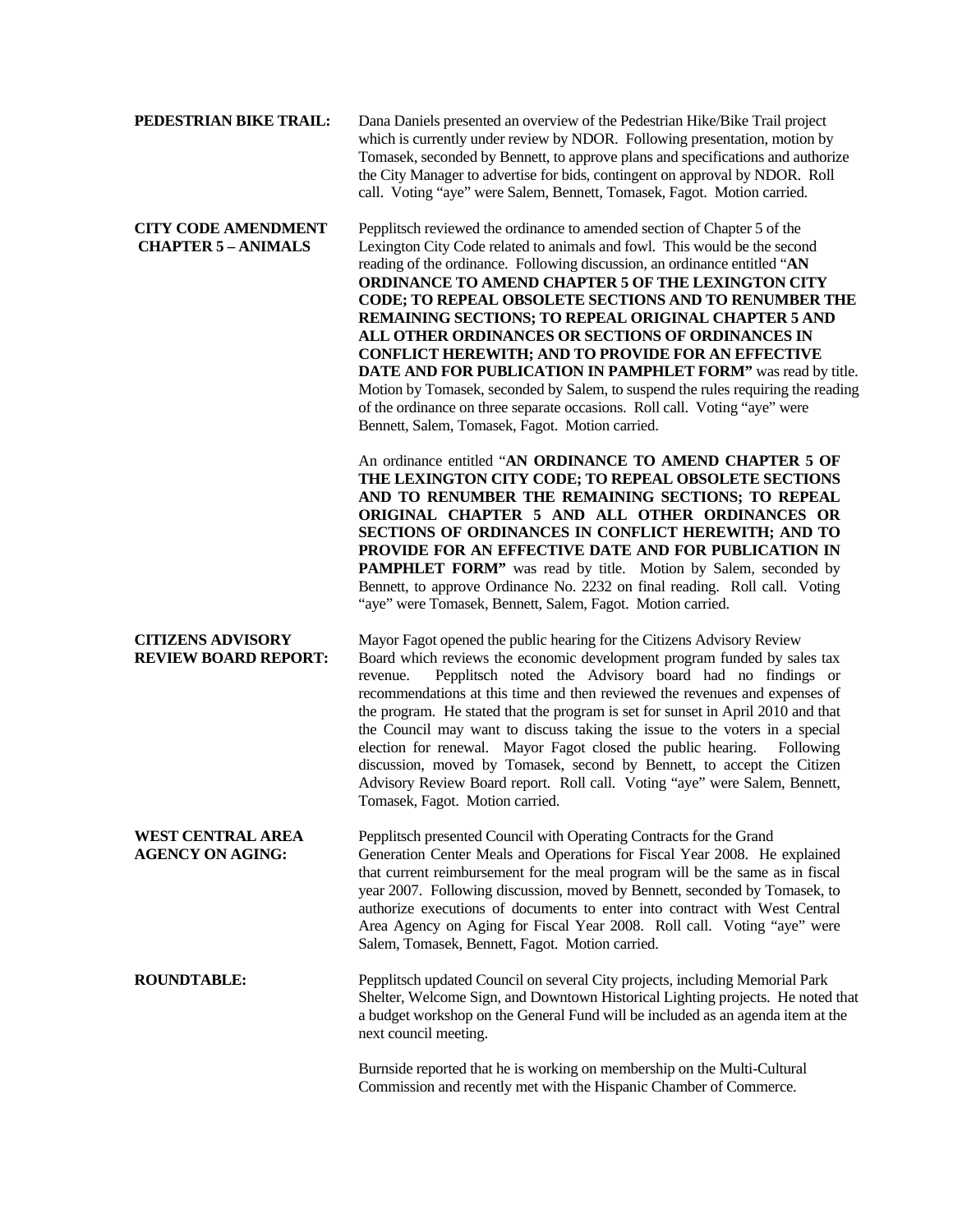**PEDESTRIAN BIKE TRAIL:** Dana Daniels presented an overview of the Pedestrian Hike/Bike Trail project which is currently under review by NDOR. Following presentation, motion by Tomasek, seconded by Bennett, to approve plans and specifications and authorize the City Manager to advertise for bids, contingent on approval by NDOR. Roll call. Voting "aye" were Salem, Bennett, Tomasek, Fagot. Motion carried.

**CITY CODE AMENDMENT CHAPTER 5 – ANIMALS** Pepplitsch reviewed the ordinance to amended section of Chapter 5 of the Lexington City Code related to animals and fowl. This would be the second reading of the ordinance. Following discussion, an ordinance entitled "**AN ORDINANCE TO AMEND CHAPTER 5 OF THE LEXINGTON CITY CODE; TO REPEAL OBSOLETE SECTIONS AND TO RENUMBER THE REMAINING SECTIONS; TO REPEAL ORIGINAL CHAPTER 5 AND ALL OTHER ORDINANCES OR SECTIONS OF ORDINANCES IN CONFLICT HEREWITH; AND TO PROVIDE FOR AN EFFECTIVE DATE AND FOR PUBLICATION IN PAMPHLET FORM"** was read by title. Motion by Tomasek, seconded by Salem, to suspend the rules requiring the reading of the ordinance on three separate occasions. Roll call. Voting "aye" were Bennett, Salem, Tomasek, Fagot. Motion carried.

An ordinance entitled "**AN ORDINANCE TO AMEND CHAPTER 5 OF THE LEXINGTON CITY CODE; TO REPEAL OBSOLETE SECTIONS AND TO RENUMBER THE REMAINING SECTIONS; TO REPEAL ORIGINAL CHAPTER 5 AND ALL OTHER ORDINANCES OR SECTIONS OF ORDINANCES IN CONFLICT HEREWITH; AND TO PROVIDE FOR AN EFFECTIVE DATE AND FOR PUBLICATION IN PAMPHLET FORM"** was read by title. Motion by Salem, seconded by Bennett, to approve Ordinance No. 2232 on final reading. Roll call. Voting "aye" were Tomasek, Bennett, Salem, Fagot. Motion carried.

**CITIZENS ADVISORY REVIEW BOARD REPORT:** Mayor Fagot opened the public hearing for the Citizens Advisory Review Board which reviews the economic development program funded by sales tax revenue. Pepplitsch noted the Advisory board had no findings or recommendations at this time and then reviewed the revenues and expenses of the program. He stated that the program is set for sunset in April 2010 and that the Council may want to discuss taking the issue to the voters in a special election for renewal. Mayor Fagot closed the public hearing. Following discussion, moved by Tomasek, second by Bennett, to accept the Citizen Advisory Review Board report. Roll call. Voting "aye" were Salem, Bennett, Tomasek, Fagot. Motion carried.

**WEST CENTRAL AREA AGENCY ON AGING:** Pepplitsch presented Council with Operating Contracts for the Grand Generation Center Meals and Operations for Fiscal Year 2008. He explained that current reimbursement for the meal program will be the same as in fiscal year 2007. Following discussion, moved by Bennett, seconded by Tomasek, to authorize executions of documents to enter into contract with West Central Area Agency on Aging for Fiscal Year 2008. Roll call. Voting "aye" were Salem, Tomasek, Bennett, Fagot. Motion carried.

**ROUNDTABLE:** Pepplitsch updated Council on several City projects, including Memorial Park Shelter, Welcome Sign, and Downtown Historical Lighting projects. He noted that a budget workshop on the General Fund will be included as an agenda item at the next council meeting.

Burnside reported that he is working on membership on the Multi-Cultural Commission and recently met with the Hispanic Chamber of Commerce.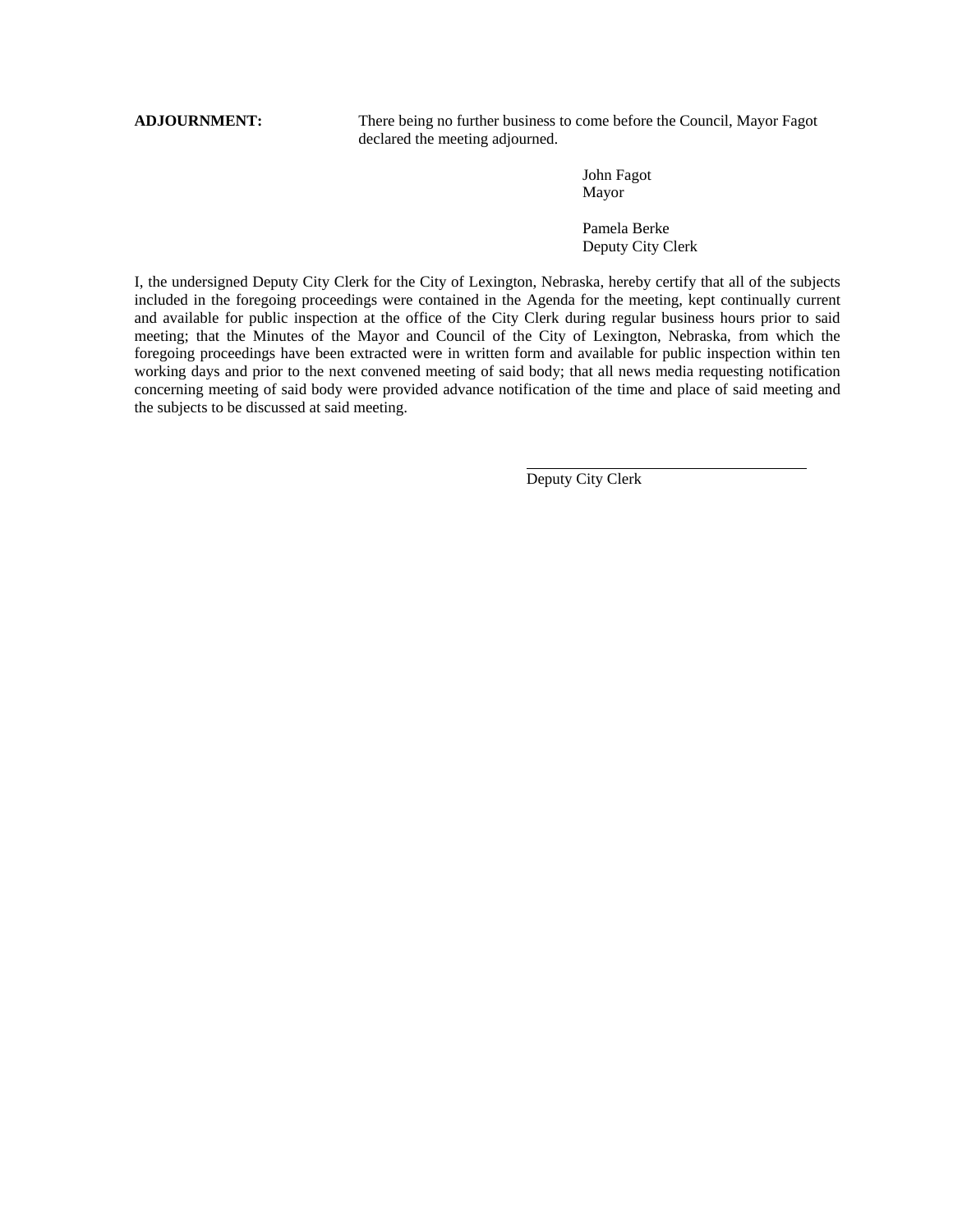**ADJOURNMENT:** There being no further business to come before the Council, Mayor Fagot declared the meeting adjourned.

John Fagot
Mayor

Pamela Berke
Deputy City Clerk

I, the undersigned Deputy City Clerk for the City of Lexington, Nebraska, hereby certify that all of the subjects included in the foregoing proceedings were contained in the Agenda for the meeting, kept continually current and available for public inspection at the office of the City Clerk during regular business hours prior to said meeting; that the Minutes of the Mayor and Council of the City of Lexington, Nebraska, from which the foregoing proceedings have been extracted were in written form and available for public inspection within ten working days and prior to the next convened meeting of said body; that all news media requesting notification concerning meeting of said body were provided advance notification of the time and place of said meeting and the subjects to be discussed at said meeting.

\_\_\_\_\_\_\_\_\_\_\_\_\_\_\_\_\_\_\_\_\_\_\_\_\_\_\_\_\_\_\_\_\_\_\_\_

Deputy City Clerk